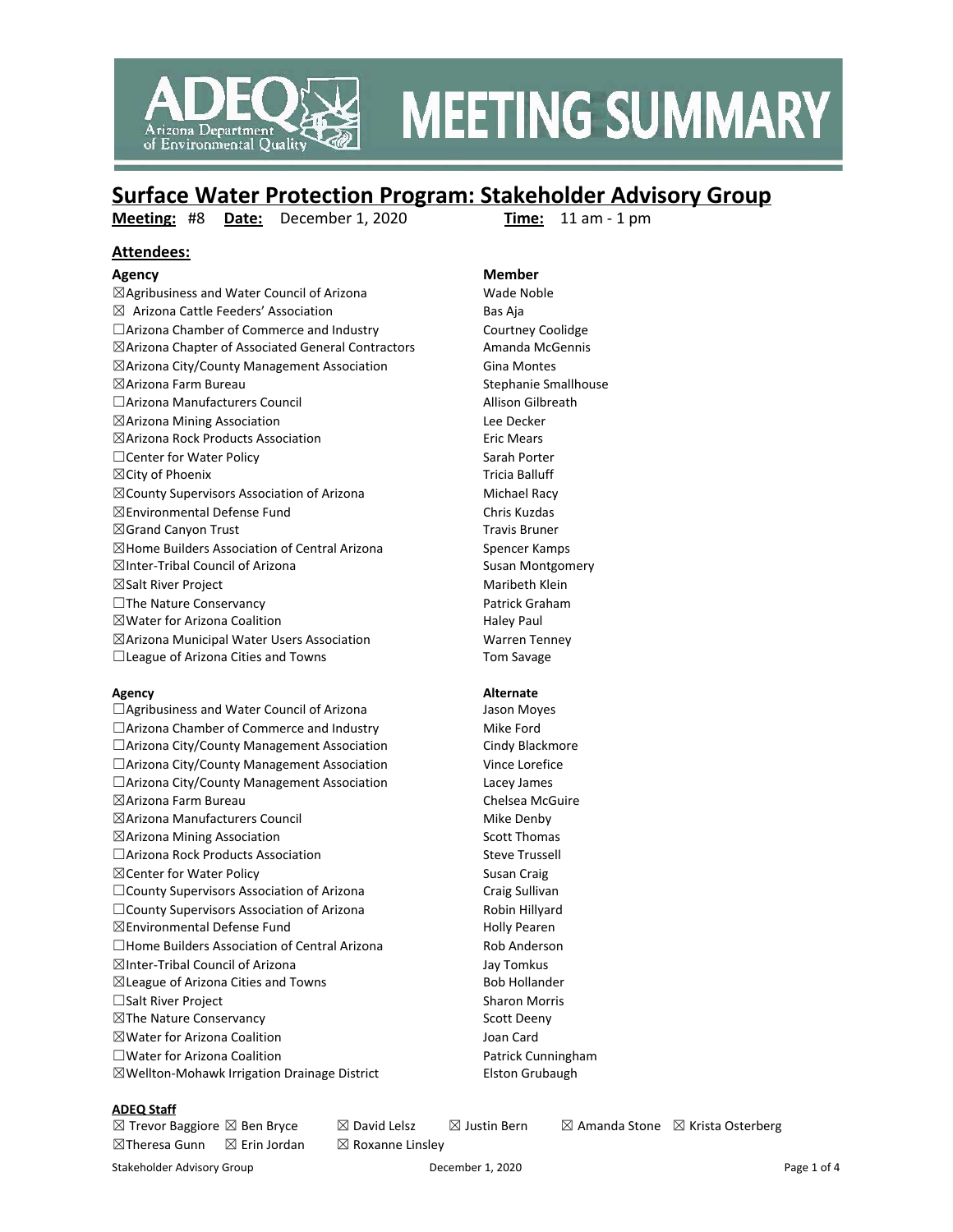# MEETING SUMMARY

## Surface Water Protection Program: Stakeholder Advisory Group

**Meeting:** #8 **Date:** December 1, 2020 **Time:** 11 am - 1 pm

### Attendees:

| Agency | Member |
|---|---|
| ☒Agribusiness and Water Council of Arizona | Wade Noble |
| ☒ Arizona Cattle Feeders' Association | Bas Aja |
| ☐Arizona Chamber of Commerce and Industry | Courtney Coolidge |
| ☒Arizona Chapter of Associated General Contractors | Amanda McGennis |
| ☒Arizona City/County Management Association | Gina Montes |
| ☒Arizona Farm Bureau | Stephanie Smallhouse |
| ☐Arizona Manufacturers Council | Allison Gilbreath |
| ☒Arizona Mining Association | Lee Decker |
| ☒Arizona Rock Products Association | Eric Mears |
| ☐Center for Water Policy | Sarah Porter |
| ☒City of Phoenix | Tricia Balluff |
| ☒County Supervisors Association of Arizona | Michael Racy |
| ☒Environmental Defense Fund | Chris Kuzdas |
| ☒Grand Canyon Trust | Travis Bruner |
| ☒Home Builders Association of Central Arizona | Spencer Kamps |
| ☒Inter-Tribal Council of Arizona | Susan Montgomery |
| ☒Salt River Project | Maribeth Klein |
| ☐The Nature Conservancy | Patrick Graham |
| ☒Water for Arizona Coalition | Haley Paul |
| ☒Arizona Municipal Water Users Association | Warren Tenney |
| ☐League of Arizona Cities and Towns | Tom Savage |

| Agency | Alternate |
|---|---|
| ☐Agribusiness and Water Council of Arizona | Jason Moyes |
| ☐Arizona Chamber of Commerce and Industry | Mike Ford |
| ☐Arizona City/County Management Association | Cindy Blackmore |
| ☐Arizona City/County Management Association | Vince Lorefice |
| ☐Arizona City/County Management Association | Lacey James |
| ☒Arizona Farm Bureau | Chelsea McGuire |
| ☒Arizona Manufacturers Council | Mike Denby |
| ☒Arizona Mining Association | Scott Thomas |
| ☐Arizona Rock Products Association | Steve Trussell |
| ☒Center for Water Policy | Susan Craig |
| ☐County Supervisors Association of Arizona | Craig Sullivan |
| ☐County Supervisors Association of Arizona | Robin Hillyard |
| ☒Environmental Defense Fund | Holly Pearen |
| ☐Home Builders Association of Central Arizona | Rob Anderson |
| ☒Inter-Tribal Council of Arizona | Jay Tomkus |
| ☒League of Arizona Cities and Towns | Bob Hollander |
| ☐Salt River Project | Sharon Morris |
| ☒The Nature Conservancy | Scott Deeny |
| ☒Water for Arizona Coalition | Joan Card |
| ☐Water for Arizona Coalition | Patrick Cunningham |
| ☒Wellton-Mohawk Irrigation Drainage District | Elston Grubaugh |

**ADEQ Staff**

☒ Trevor Baggiore ☒ Ben Bryce ☒ David Lelsz ☒ Justin Bern ☒ Amanda Stone ☒ Krista Osterberg
☒Theresa Gunn ☒ Erin Jordan ☒ Roxanne Linsley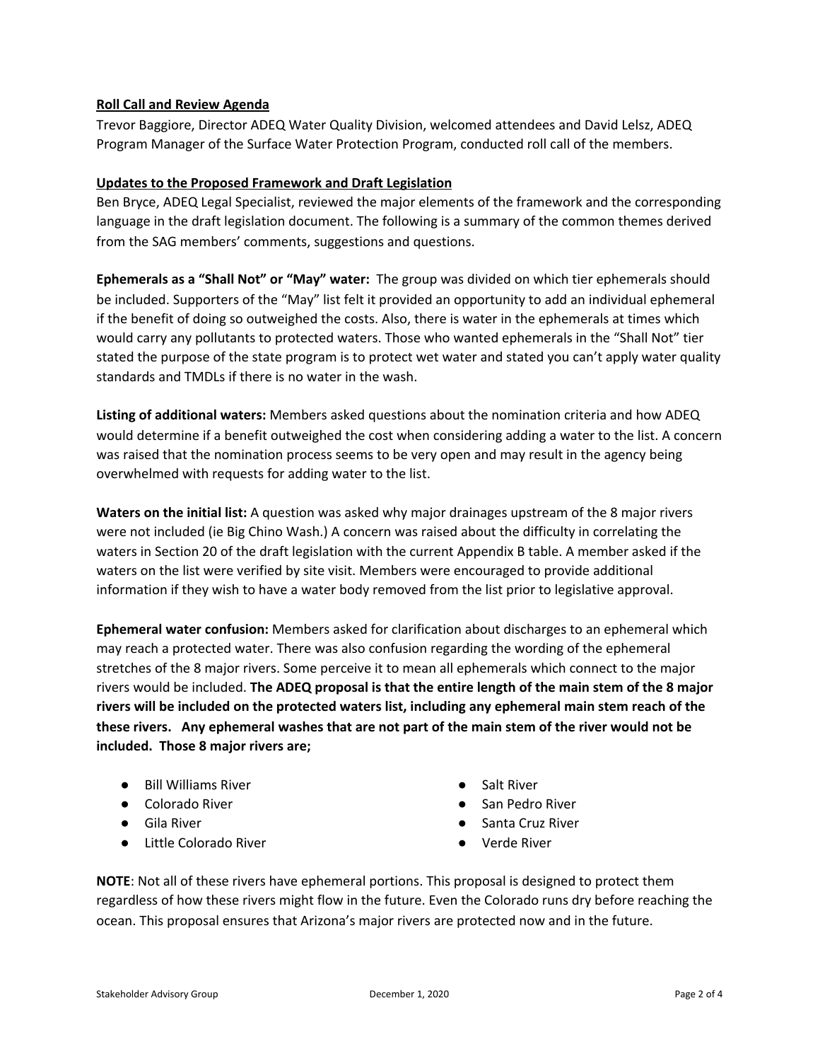**Roll Call and Review Agenda**

Trevor Baggiore, Director ADEQ Water Quality Division, welcomed attendees and David Lelsz, ADEQ Program Manager of the Surface Water Protection Program, conducted roll call of the members.

**Updates to the Proposed Framework and Draft Legislation**

Ben Bryce, ADEQ Legal Specialist, reviewed the major elements of the framework and the corresponding language in the draft legislation document. The following is a summary of the common themes derived from the SAG members' comments, suggestions and questions.

**Ephemerals as a "Shall Not" or "May" water:** The group was divided on which tier ephemerals should be included. Supporters of the "May" list felt it provided an opportunity to add an individual ephemeral if the benefit of doing so outweighed the costs. Also, there is water in the ephemerals at times which would carry any pollutants to protected waters. Those who wanted ephemerals in the "Shall Not" tier stated the purpose of the state program is to protect wet water and stated you can't apply water quality standards and TMDLs if there is no water in the wash.

**Listing of additional waters:** Members asked questions about the nomination criteria and how ADEQ would determine if a benefit outweighed the cost when considering adding a water to the list. A concern was raised that the nomination process seems to be very open and may result in the agency being overwhelmed with requests for adding water to the list.

**Waters on the initial list:** A question was asked why major drainages upstream of the 8 major rivers were not included (ie Big Chino Wash.) A concern was raised about the difficulty in correlating the waters in Section 20 of the draft legislation with the current Appendix B table. A member asked if the waters on the list were verified by site visit. Members were encouraged to provide additional information if they wish to have a water body removed from the list prior to legislative approval.

**Ephemeral water confusion:** Members asked for clarification about discharges to an ephemeral which may reach a protected water. There was also confusion regarding the wording of the ephemeral stretches of the 8 major rivers. Some perceive it to mean all ephemerals which connect to the major rivers would be included. **The ADEQ proposal is that the entire length of the main stem of the 8 major rivers will be included on the protected waters list, including any ephemeral main stem reach of the these rivers. Any ephemeral washes that are not part of the main stem of the river would not be included. Those 8 major rivers are;**

- Bill Williams River
- Colorado River
- Gila River
- Little Colorado River
- Salt River
- San Pedro River
- Santa Cruz River
- Verde River

**NOTE**: Not all of these rivers have ephemeral portions. This proposal is designed to protect them regardless of how these rivers might flow in the future. Even the Colorado runs dry before reaching the ocean. This proposal ensures that Arizona's major rivers are protected now and in the future.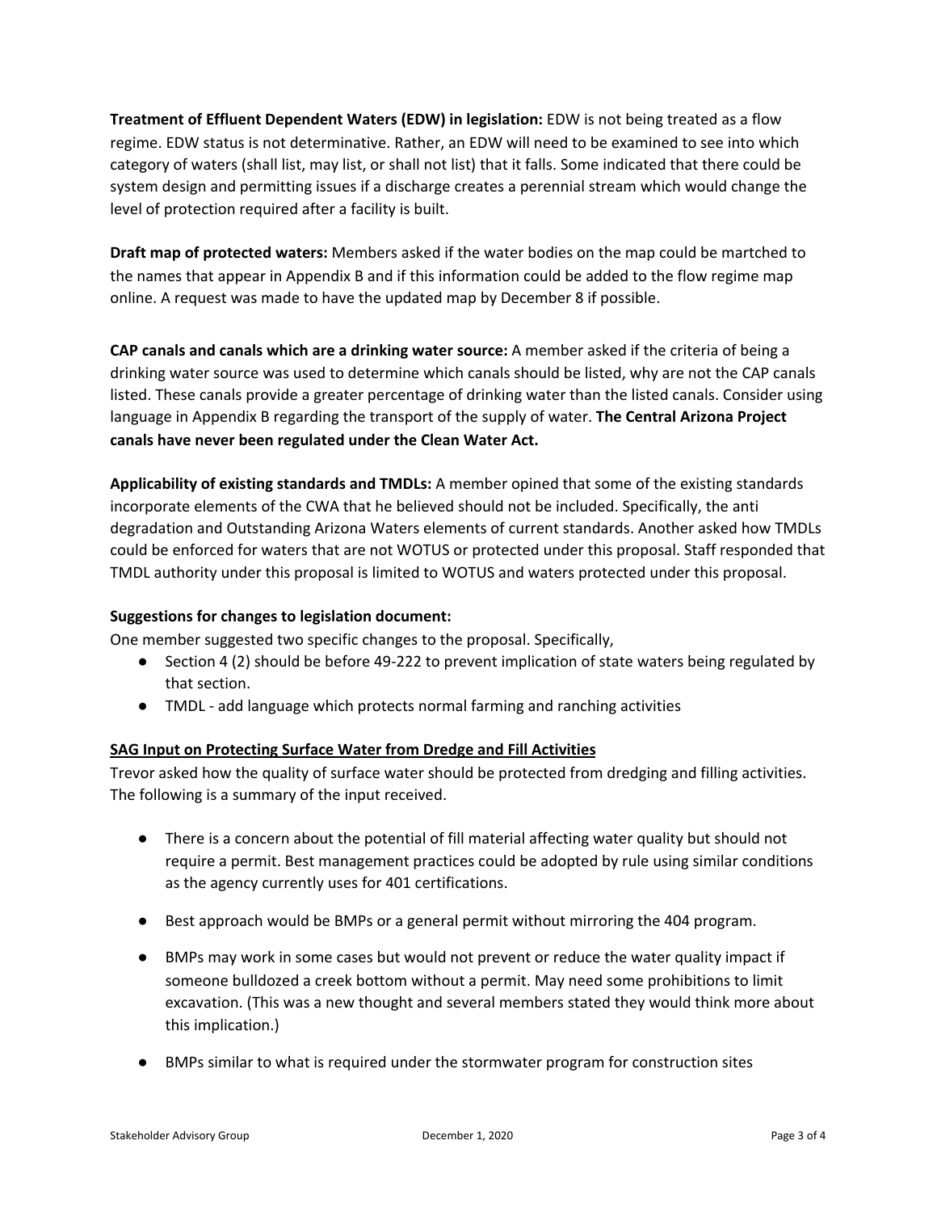**Treatment of Effluent Dependent Waters (EDW) in legislation:** EDW is not being treated as a flow regime. EDW status is not determinative. Rather, an EDW will need to be examined to see into which category of waters (shall list, may list, or shall not list) that it falls. Some indicated that there could be system design and permitting issues if a discharge creates a perennial stream which would change the level of protection required after a facility is built.

**Draft map of protected waters:** Members asked if the water bodies on the map could be martched to the names that appear in Appendix B and if this information could be added to the flow regime map online. A request was made to have the updated map by December 8 if possible.

**CAP canals and canals which are a drinking water source:** A member asked if the criteria of being a drinking water source was used to determine which canals should be listed, why are not the CAP canals listed. These canals provide a greater percentage of drinking water than the listed canals. Consider using language in Appendix B regarding the transport of the supply of water. **The Central Arizona Project canals have never been regulated under the Clean Water Act.**

**Applicability of existing standards and TMDLs:** A member opined that some of the existing standards incorporate elements of the CWA that he believed should not be included. Specifically, the anti degradation and Outstanding Arizona Waters elements of current standards. Another asked how TMDLs could be enforced for waters that are not WOTUS or protected under this proposal. Staff responded that TMDL authority under this proposal is limited to WOTUS and waters protected under this proposal.

**Suggestions for changes to legislation document:**

One member suggested two specific changes to the proposal. Specifically,

- Section 4 (2) should be before 49-222 to prevent implication of state waters being regulated by that section.
- TMDL - add language which protects normal farming and ranching activities

**SAG Input on Protecting Surface Water from Dredge and Fill Activities**

Trevor asked how the quality of surface water should be protected from dredging and filling activities. The following is a summary of the input received.

- There is a concern about the potential of fill material affecting water quality but should not require a permit. Best management practices could be adopted by rule using similar conditions as the agency currently uses for 401 certifications.
- Best approach would be BMPs or a general permit without mirroring the 404 program.
- BMPs may work in some cases but would not prevent or reduce the water quality impact if someone bulldozed a creek bottom without a permit. May need some prohibitions to limit excavation. (This was a new thought and several members stated they would think more about this implication.)
- BMPs similar to what is required under the stormwater program for construction sites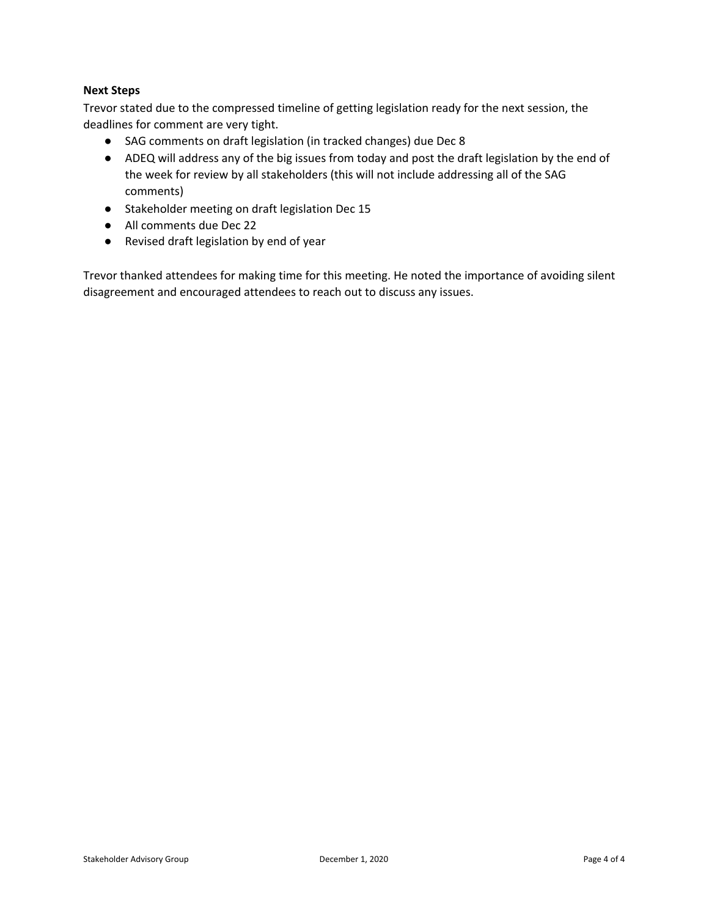**Next Steps**

Trevor stated due to the compressed timeline of getting legislation ready for the next session, the deadlines for comment are very tight.

- SAG comments on draft legislation (in tracked changes) due Dec 8
- ADEQ will address any of the big issues from today and post the draft legislation by the end of the week for review by all stakeholders (this will not include addressing all of the SAG comments)
- Stakeholder meeting on draft legislation Dec 15
- All comments due Dec 22
- Revised draft legislation by end of year

Trevor thanked attendees for making time for this meeting. He noted the importance of avoiding silent disagreement and encouraged attendees to reach out to discuss any issues.